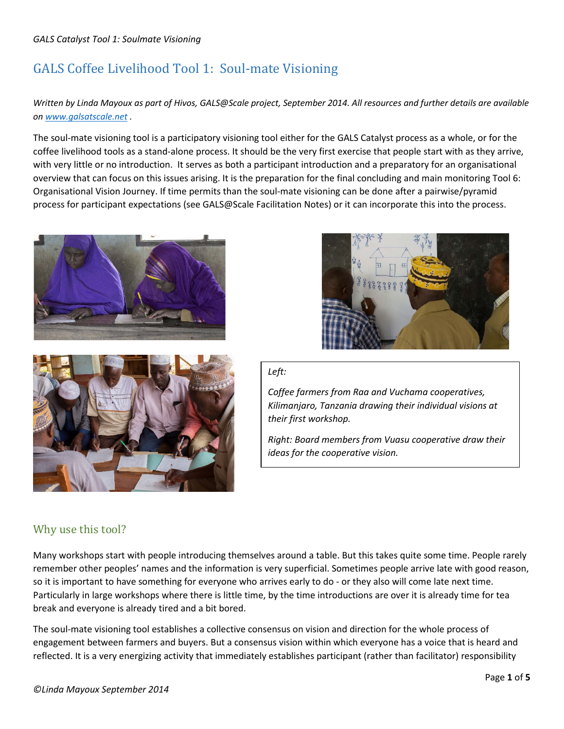# GALS Coffee Livelihood Tool 1: Soul-mate Visioning

*Written by Linda Mayoux as part of Hivos, GALS@Scale project, September 2014. All resources and further details are available on [www.galsatscale.net](http://www.galsatscale.net) .*

The soul-mate visioning tool is a participatory visioning tool either for the GALS Catalyst process as a whole, or for the coffee livelihood tools as a stand-alone process. It should be the very first exercise that people start with as they arrive, with very little or no introduction. It serves as both a participant introduction and a preparatory for an organisational overview that can focus on this issues arising. It is the preparation for the final concluding and main monitoring Tool 6: Organisational Vision Journey. If time permits than the soul-mate visioning can be done after a pairwise/pyramid process for participant expectations (see GALS@Scale Facilitation Notes) or it can incorporate this into the process.

*Left:*

*Coffee farmers from Raa and Vuchama cooperatives, Kilimanjaro, Tanzania drawing their individual visions at their first workshop.*

*Right: Board members from Vuasu cooperative draw their ideas for the cooperative vision.*

## Why use this tool?

Many workshops start with people introducing themselves around a table. But this takes quite some time. People rarely remember other peoples' names and the information is very superficial. Sometimes people arrive late with good reason, so it is important to have something for everyone who arrives early to do - or they also will come late next time. Particularly in large workshops where there is little time, by the time introductions are over it is already time for tea break and everyone is already tired and a bit bored.

The soul-mate visioning tool establishes a collective consensus on vision and direction for the whole process of engagement between farmers and buyers. But a consensus vision within which everyone has a voice that is heard and reflected. It is a very energizing activity that immediately establishes participant (rather than facilitator) responsibility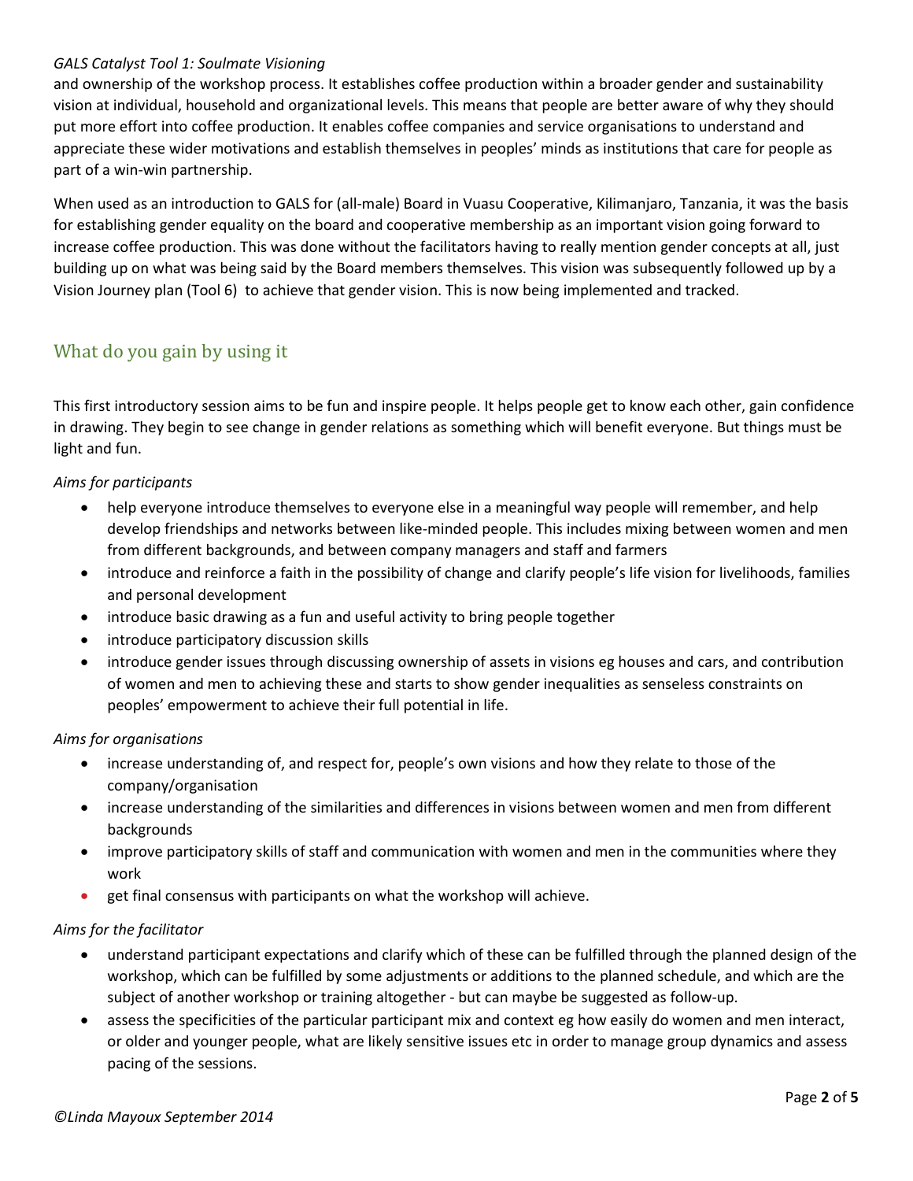and ownership of the workshop process. It establishes coffee production within a broader gender and sustainability vision at individual, household and organizational levels. This means that people are better aware of why they should put more effort into coffee production. It enables coffee companies and service organisations to understand and appreciate these wider motivations and establish themselves in peoples' minds as institutions that care for people as part of a win-win partnership.

When used as an introduction to GALS for (all-male) Board in Vuasu Cooperative, Kilimanjaro, Tanzania, it was the basis for establishing gender equality on the board and cooperative membership as an important vision going forward to increase coffee production. This was done without the facilitators having to really mention gender concepts at all, just building up on what was being said by the Board members themselves. This vision was subsequently followed up by a Vision Journey plan (Tool 6) to achieve that gender vision. This is now being implemented and tracked.

## What do you gain by using it

This first introductory session aims to be fun and inspire people. It helps people get to know each other, gain confidence in drawing. They begin to see change in gender relations as something which will benefit everyone. But things must be light and fun.

*Aims for participants*

- help everyone introduce themselves to everyone else in a meaningful way people will remember, and help develop friendships and networks between like-minded people. This includes mixing between women and men from different backgrounds, and between company managers and staff and farmers
- introduce and reinforce a faith in the possibility of change and clarify people's life vision for livelihoods, families and personal development
- introduce basic drawing as a fun and useful activity to bring people together
- introduce participatory discussion skills
- introduce gender issues through discussing ownership of assets in visions eg houses and cars, and contribution of women and men to achieving these and starts to show gender inequalities as senseless constraints on peoples' empowerment to achieve their full potential in life.

*Aims for organisations*

- increase understanding of, and respect for, people's own visions and how they relate to those of the company/organisation
- increase understanding of the similarities and differences in visions between women and men from different backgrounds
- improve participatory skills of staff and communication with women and men in the communities where they work
- get final consensus with participants on what the workshop will achieve.

*Aims for the facilitator*

- understand participant expectations and clarify which of these can be fulfilled through the planned design of the workshop, which can be fulfilled by some adjustments or additions to the planned schedule, and which are the subject of another workshop or training altogether - but can maybe be suggested as follow-up.
- assess the specificities of the particular participant mix and context eg how easily do women and men interact, or older and younger people, what are likely sensitive issues etc in order to manage group dynamics and assess pacing of the sessions.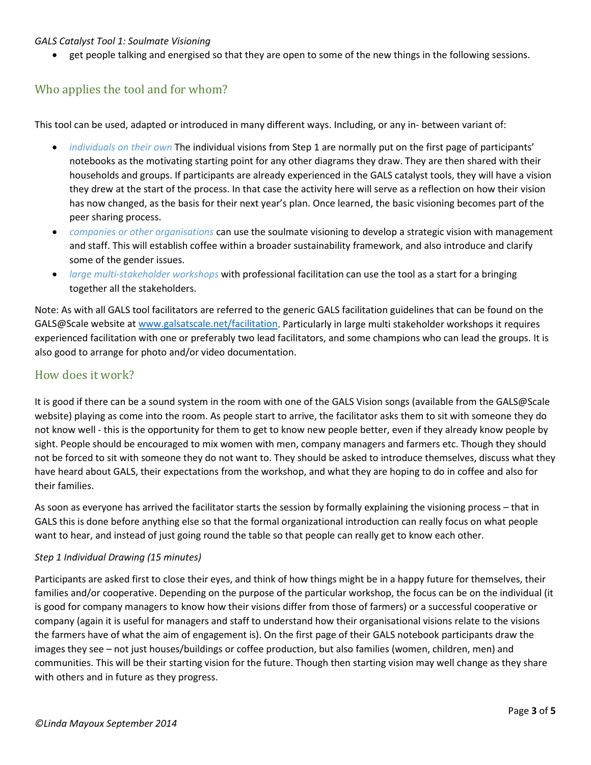- get people talking and energised so that they are open to some of the new things in the following sessions.

## Who applies the tool and for whom?

This tool can be used, adapted or introduced in many different ways. Including, or any in- between variant of:

- *individuals on their own* The individual visions from Step 1 are normally put on the first page of participants' notebooks as the motivating starting point for any other diagrams they draw. They are then shared with their households and groups. If participants are already experienced in the GALS catalyst tools, they will have a vision they drew at the start of the process. In that case the activity here will serve as a reflection on how their vision has now changed, as the basis for their next year's plan. Once learned, the basic visioning becomes part of the peer sharing process.
- *companies or other organisations* can use the soulmate visioning to develop a strategic vision with management and staff. This will establish coffee within a broader sustainability framework, and also introduce and clarify some of the gender issues.
- *large multi-stakeholder workshops* with professional facilitation can use the tool as a start for a bringing together all the stakeholders.

Note: As with all GALS tool facilitators are referred to the generic GALS facilitation guidelines that can be found on the GALS@Scale website at www.galsatscale.net/facilitation. Particularly in large multi stakeholder workshops it requires experienced facilitation with one or preferably two lead facilitators, and some champions who can lead the groups. It is also good to arrange for photo and/or video documentation.

## How does it work?

It is good if there can be a sound system in the room with one of the GALS Vision songs (available from the GALS@Scale website) playing as come into the room. As people start to arrive, the facilitator asks them to sit with someone they do not know well - this is the opportunity for them to get to know new people better, even if they already know people by sight. People should be encouraged to mix women with men, company managers and farmers etc. Though they should not be forced to sit with someone they do not want to. They should be asked to introduce themselves, discuss what they have heard about GALS, their expectations from the workshop, and what they are hoping to do in coffee and also for their families.

As soon as everyone has arrived the facilitator starts the session by formally explaining the visioning process – that in GALS this is done before anything else so that the formal organizational introduction can really focus on what people want to hear, and instead of just going round the table so that people can really get to know each other.

*Step 1 Individual Drawing (15 minutes)*

Participants are asked first to close their eyes, and think of how things might be in a happy future for themselves, their families and/or cooperative. Depending on the purpose of the particular workshop, the focus can be on the individual (it is good for company managers to know how their visions differ from those of farmers) or a successful cooperative or company (again it is useful for managers and staff to understand how their organisational visions relate to the visions the farmers have of what the aim of engagement is). On the first page of their GALS notebook participants draw the images they see – not just houses/buildings or coffee production, but also families (women, children, men) and communities. This will be their starting vision for the future. Though then starting vision may well change as they share with others and in future as they progress.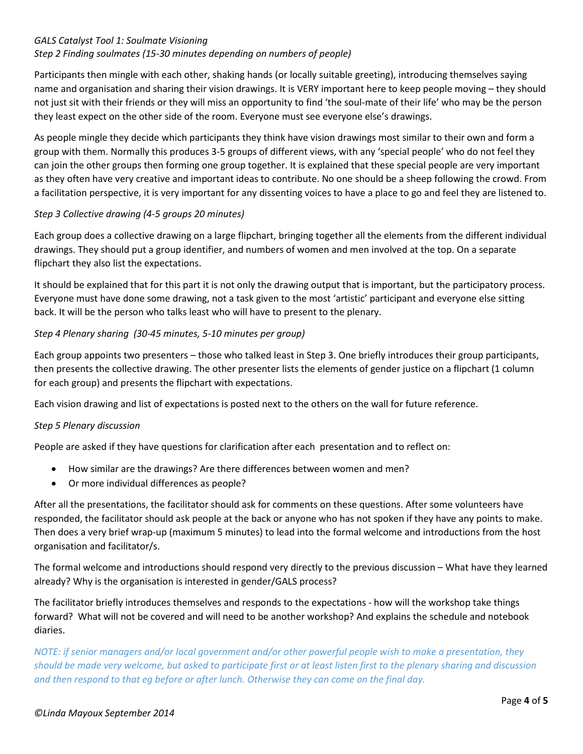*GALS Catalyst Tool 1: Soulmate Visioning*

*Step 2 Finding soulmates (15-30 minutes depending on numbers of people)*

Participants then mingle with each other, shaking hands (or locally suitable greeting), introducing themselves saying name and organisation and sharing their vision drawings. It is VERY important here to keep people moving – they should not just sit with their friends or they will miss an opportunity to find 'the soul-mate of their life' who may be the person they least expect on the other side of the room. Everyone must see everyone else's drawings.

As people mingle they decide which participants they think have vision drawings most similar to their own and form a group with them. Normally this produces 3-5 groups of different views, with any 'special people' who do not feel they can join the other groups then forming one group together. It is explained that these special people are very important as they often have very creative and important ideas to contribute. No one should be a sheep following the crowd. From a facilitation perspective, it is very important for any dissenting voices to have a place to go and feel they are listened to.

*Step 3 Collective drawing (4-5 groups 20 minutes)*

Each group does a collective drawing on a large flipchart, bringing together all the elements from the different individual drawings. They should put a group identifier, and numbers of women and men involved at the top. On a separate flipchart they also list the expectations.

It should be explained that for this part it is not only the drawing output that is important, but the participatory process. Everyone must have done some drawing, not a task given to the most 'artistic' participant and everyone else sitting back. It will be the person who talks least who will have to present to the plenary.

*Step 4 Plenary sharing (30-45 minutes, 5-10 minutes per group)*

Each group appoints two presenters – those who talked least in Step 3. One briefly introduces their group participants, then presents the collective drawing. The other presenter lists the elements of gender justice on a flipchart (1 column for each group) and presents the flipchart with expectations.

Each vision drawing and list of expectations is posted next to the others on the wall for future reference.

*Step 5 Plenary discussion*

People are asked if they have questions for clarification after each presentation and to reflect on:

- How similar are the drawings? Are there differences between women and men?
- Or more individual differences as people?

After all the presentations, the facilitator should ask for comments on these questions. After some volunteers have responded, the facilitator should ask people at the back or anyone who has not spoken if they have any points to make. Then does a very brief wrap-up (maximum 5 minutes) to lead into the formal welcome and introductions from the host organisation and facilitator/s.

The formal welcome and introductions should respond very directly to the previous discussion – What have they learned already? Why is the organisation is interested in gender/GALS process?

The facilitator briefly introduces themselves and responds to the expectations - how will the workshop take things forward? What will not be covered and will need to be another workshop? And explains the schedule and notebook diaries.

*NOTE: if senior managers and/or local government and/or other powerful people wish to make a presentation, they should be made very welcome, but asked to participate first or at least listen first to the plenary sharing and discussion and then respond to that eg before or after lunch. Otherwise they can come on the final day.*

*©Linda Mayoux September 2014*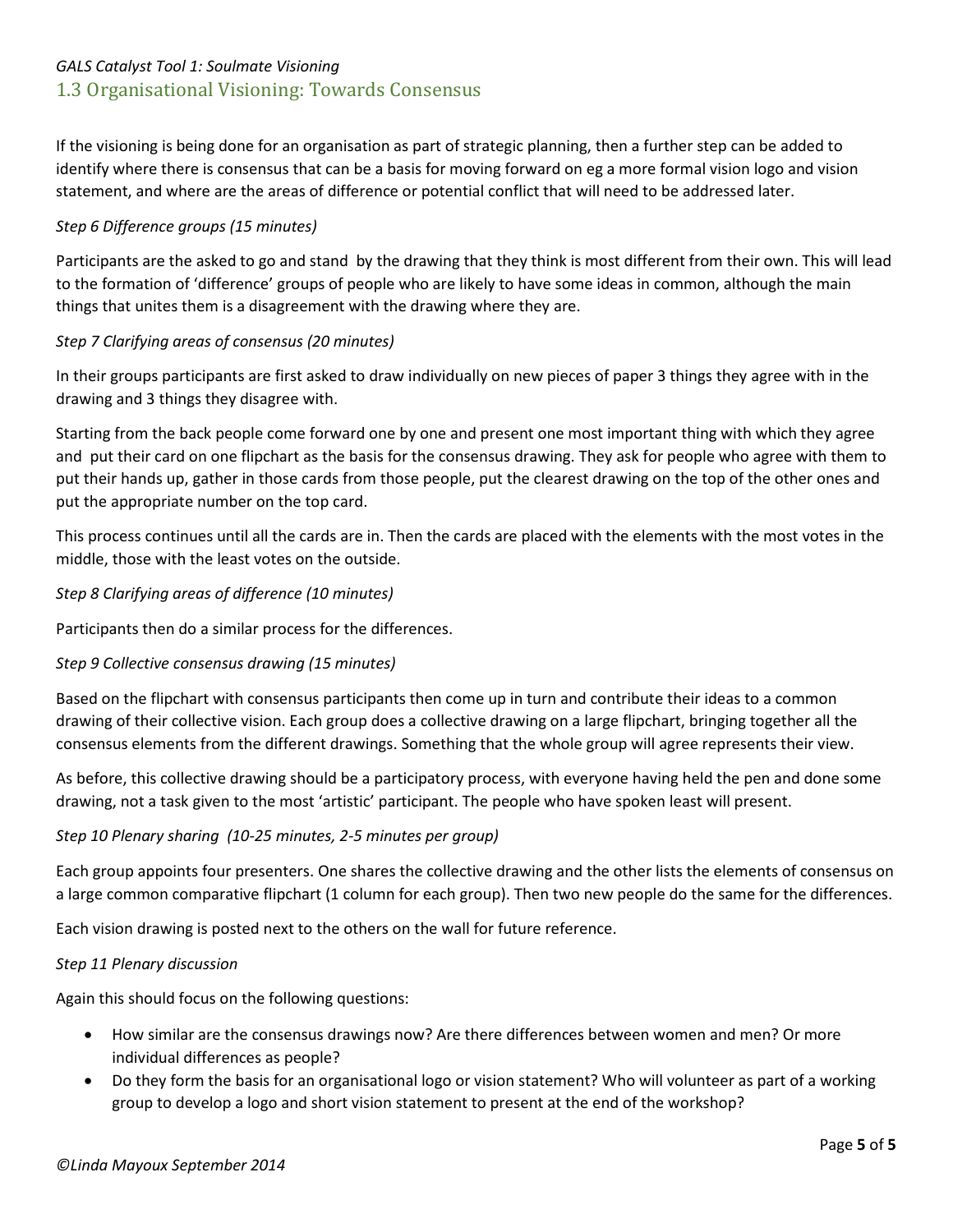*GALS Catalyst Tool 1: Soulmate Visioning*

## 1.3 Organisational Visioning: Towards Consensus

If the visioning is being done for an organisation as part of strategic planning, then a further step can be added to identify where there is consensus that can be a basis for moving forward on eg a more formal vision logo and vision statement, and where are the areas of difference or potential conflict that will need to be addressed later.

*Step 6 Difference groups (15 minutes)*

Participants are the asked to go and stand by the drawing that they think is most different from their own. This will lead to the formation of 'difference' groups of people who are likely to have some ideas in common, although the main things that unites them is a disagreement with the drawing where they are.

*Step 7 Clarifying areas of consensus (20 minutes)*

In their groups participants are first asked to draw individually on new pieces of paper 3 things they agree with in the drawing and 3 things they disagree with.

Starting from the back people come forward one by one and present one most important thing with which they agree and put their card on one flipchart as the basis for the consensus drawing. They ask for people who agree with them to put their hands up, gather in those cards from those people, put the clearest drawing on the top of the other ones and put the appropriate number on the top card.

This process continues until all the cards are in. Then the cards are placed with the elements with the most votes in the middle, those with the least votes on the outside.

*Step 8 Clarifying areas of difference (10 minutes)*

Participants then do a similar process for the differences.

*Step 9 Collective consensus drawing (15 minutes)*

Based on the flipchart with consensus participants then come up in turn and contribute their ideas to a common drawing of their collective vision. Each group does a collective drawing on a large flipchart, bringing together all the consensus elements from the different drawings. Something that the whole group will agree represents their view.

As before, this collective drawing should be a participatory process, with everyone having held the pen and done some drawing, not a task given to the most 'artistic' participant. The people who have spoken least will present.

*Step 10 Plenary sharing (10-25 minutes, 2-5 minutes per group)*

Each group appoints four presenters. One shares the collective drawing and the other lists the elements of consensus on a large common comparative flipchart (1 column for each group). Then two new people do the same for the differences.

Each vision drawing is posted next to the others on the wall for future reference.

*Step 11 Plenary discussion*

Again this should focus on the following questions:

- How similar are the consensus drawings now? Are there differences between women and men? Or more individual differences as people?
- Do they form the basis for an organisational logo or vision statement? Who will volunteer as part of a working group to develop a logo and short vision statement to present at the end of the workshop?

*©Linda Mayoux September 2014*